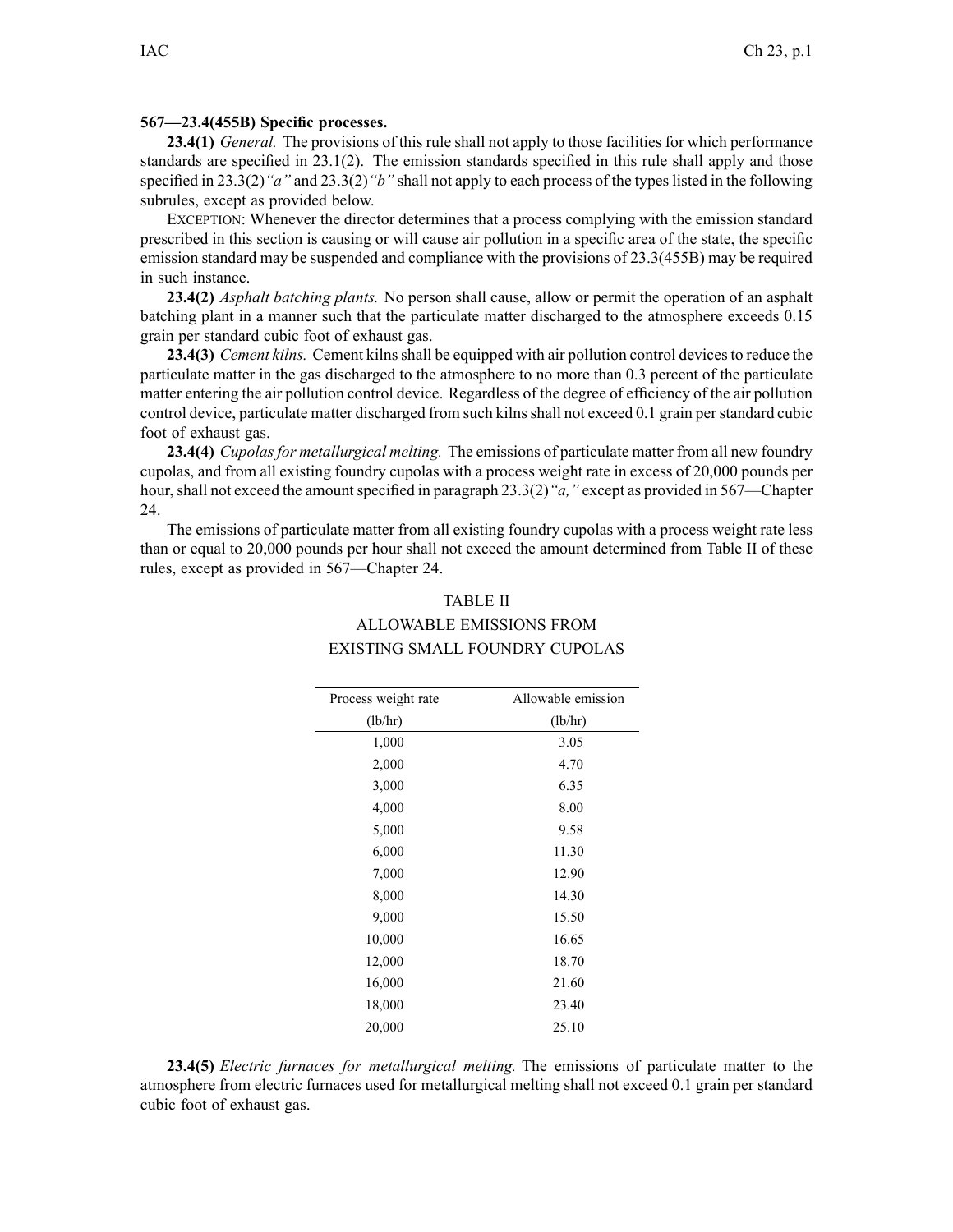**567—23.4(455B) Specific processes.**

**23.4(1)** *General.* The provisions of this rule shall not apply to those facilities for which performance standards are specified in 23.1(2). The emission standards specified in this rule shall apply and those specified in 23.3(2)*"a"* and 23.3(2)*"b"* shall not apply to each process of the types listed in the following subrules, except as provided below.

EXCEPTION: Whenever the director determines that a process complying with the emission standard prescribed in this section is causing or will cause air pollution in a specific area of the state, the specific emission standard may be suspended and compliance with the provisions of 23.3(455B) may be required in such instance.

**23.4(2)** *Asphalt batching plants.* No person shall cause, allow or permit the operation of an asphalt batching plant in a manner such that the particulate matter discharged to the atmosphere exceeds 0.15 grain per standard cubic foot of exhaust gas.

**23.4(3)** *Cement kilns.* Cement kilns shall be equipped with air pollution control devices to reduce the particulate matter in the gas discharged to the atmosphere to no more than 0.3 percent of the particulate matter entering the air pollution control device. Regardless of the degree of efficiency of the air pollution control device, particulate matter discharged from such kilns shall not exceed 0.1 grain per standard cubic foot of exhaust gas.

**23.4(4)** *Cupolas for metallurgical melting.* The emissions of particulate matter from all new foundry cupolas, and from all existing foundry cupolas with a process weight rate in excess of 20,000 pounds per hour, shall not exceed the amount specified in paragraph 23.3(2)*"a,"* except as provided in 567—Chapter 24.

The emissions of particulate matter from all existing foundry cupolas with a process weight rate less than or equal to 20,000 pounds per hour shall not exceed the amount determined from Table II of these rules, except as provided in 567—Chapter 24.

TABLE II

ALLOWABLE EMISSIONS FROM EXISTING SMALL FOUNDRY CUPOLAS

| Process weight rate (lb/hr) | Allowable emission (lb/hr) |
|---|---|
| 1,000 | 3.05 |
| 2,000 | 4.70 |
| 3,000 | 6.35 |
| 4,000 | 8.00 |
| 5,000 | 9.58 |
| 6,000 | 11.30 |
| 7,000 | 12.90 |
| 8,000 | 14.30 |
| 9,000 | 15.50 |
| 10,000 | 16.65 |
| 12,000 | 18.70 |
| 16,000 | 21.60 |
| 18,000 | 23.40 |
| 20,000 | 25.10 |

**23.4(5)** *Electric furnaces for metallurgical melting.* The emissions of particulate matter to the atmosphere from electric furnaces used for metallurgical melting shall not exceed 0.1 grain per standard cubic foot of exhaust gas.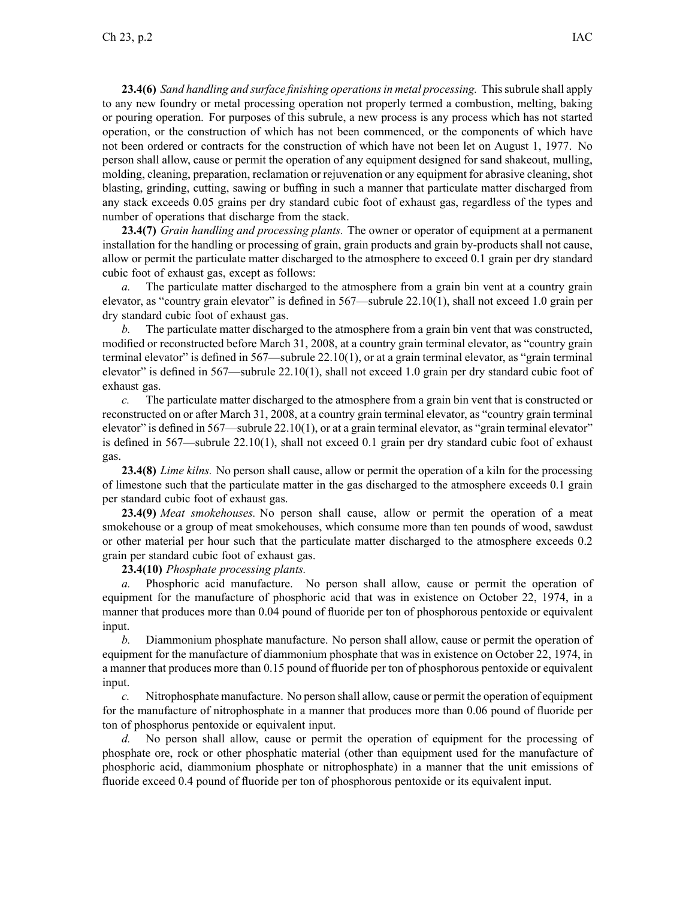**23.4(6)** *Sand handling and surface finishing operations in metal processing.* This subrule shall apply to any new foundry or metal processing operation not properly termed a combustion, melting, baking or pouring operation. For purposes of this subrule, a new process is any process which has not started operation, or the construction of which has not been commenced, or the components of which have not been ordered or contracts for the construction of which have not been let on August 1, 1977. No person shall allow, cause or permit the operation of any equipment designed for sand shakeout, mulling, molding, cleaning, preparation, reclamation or rejuvenation or any equipment for abrasive cleaning, shot blasting, grinding, cutting, sawing or buffing in such a manner that particulate matter discharged from any stack exceeds 0.05 grains per dry standard cubic foot of exhaust gas, regardless of the types and number of operations that discharge from the stack.

**23.4(7)** *Grain handling and processing plants.* The owner or operator of equipment at a permanent installation for the handling or processing of grain, grain products and grain by-products shall not cause, allow or permit the particulate matter discharged to the atmosphere to exceed 0.1 grain per dry standard cubic foot of exhaust gas, except as follows:

*a.* The particulate matter discharged to the atmosphere from a grain bin vent at a country grain elevator, as "country grain elevator" is defined in 567—subrule 22.10(1), shall not exceed 1.0 grain per dry standard cubic foot of exhaust gas.

*b.* The particulate matter discharged to the atmosphere from a grain bin vent that was constructed, modified or reconstructed before March 31, 2008, at a country grain terminal elevator, as "country grain terminal elevator" is defined in 567—subrule 22.10(1), or at a grain terminal elevator, as "grain terminal elevator" is defined in 567—subrule 22.10(1), shall not exceed 1.0 grain per dry standard cubic foot of exhaust gas.

*c.* The particulate matter discharged to the atmosphere from a grain bin vent that is constructed or reconstructed on or after March 31, 2008, at a country grain terminal elevator, as "country grain terminal elevator" is defined in 567—subrule 22.10(1), or at a grain terminal elevator, as "grain terminal elevator" is defined in 567—subrule 22.10(1), shall not exceed 0.1 grain per dry standard cubic foot of exhaust gas.

**23.4(8)** *Lime kilns.* No person shall cause, allow or permit the operation of a kiln for the processing of limestone such that the particulate matter in the gas discharged to the atmosphere exceeds 0.1 grain per standard cubic foot of exhaust gas.

**23.4(9)** *Meat smokehouses.* No person shall cause, allow or permit the operation of a meat smokehouse or a group of meat smokehouses, which consume more than ten pounds of wood, sawdust or other material per hour such that the particulate matter discharged to the atmosphere exceeds 0.2 grain per standard cubic foot of exhaust gas.

**23.4(10)** *Phosphate processing plants.*

*a.* Phosphoric acid manufacture. No person shall allow, cause or permit the operation of equipment for the manufacture of phosphoric acid that was in existence on October 22, 1974, in a manner that produces more than 0.04 pound of fluoride per ton of phosphorous pentoxide or equivalent input.

*b.* Diammonium phosphate manufacture. No person shall allow, cause or permit the operation of equipment for the manufacture of diammonium phosphate that was in existence on October 22, 1974, in a manner that produces more than 0.15 pound of fluoride per ton of phosphorous pentoxide or equivalent input.

*c.* Nitrophosphate manufacture. No person shall allow, cause or permit the operation of equipment for the manufacture of nitrophosphate in a manner that produces more than 0.06 pound of fluoride per ton of phosphorus pentoxide or equivalent input.

*d.* No person shall allow, cause or permit the operation of equipment for the processing of phosphate ore, rock or other phosphatic material (other than equipment used for the manufacture of phosphoric acid, diammonium phosphate or nitrophosphate) in a manner that the unit emissions of fluoride exceed 0.4 pound of fluoride per ton of phosphorous pentoxide or its equivalent input.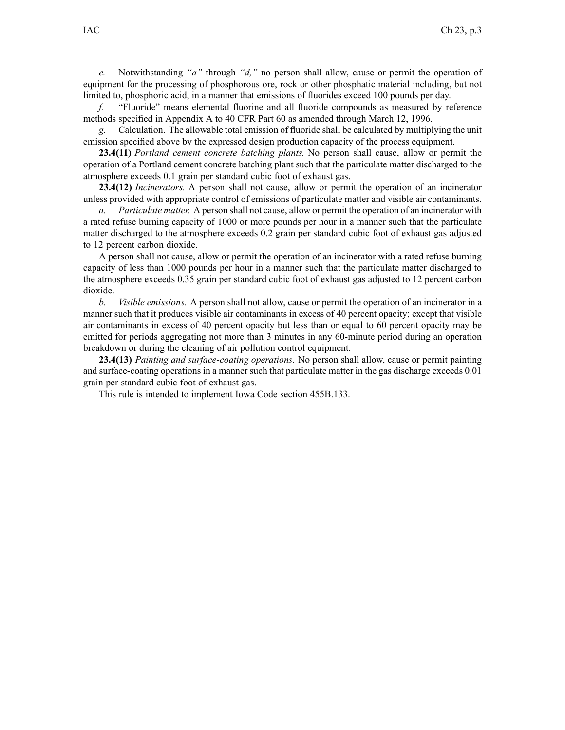*e.* Notwithstanding *"a"* through *"d,"* no person shall allow, cause or permit the operation of equipment for the processing of phosphorous ore, rock or other phosphatic material including, but not limited to, phosphoric acid, in a manner that emissions of fluorides exceed 100 pounds per day.

*f.* "Fluoride" means elemental fluorine and all fluoride compounds as measured by reference methods specified in Appendix A to 40 CFR Part 60 as amended through March 12, 1996.

*g.* Calculation. The allowable total emission of fluoride shall be calculated by multiplying the unit emission specified above by the expressed design production capacity of the process equipment.

**23.4(11)** *Portland cement concrete batching plants.* No person shall cause, allow or permit the operation of a Portland cement concrete batching plant such that the particulate matter discharged to the atmosphere exceeds 0.1 grain per standard cubic foot of exhaust gas.

**23.4(12)** *Incinerators.* A person shall not cause, allow or permit the operation of an incinerator unless provided with appropriate control of emissions of particulate matter and visible air contaminants.

*a.* *Particulate matter.* A person shall not cause, allow or permit the operation of an incinerator with a rated refuse burning capacity of 1000 or more pounds per hour in a manner such that the particulate matter discharged to the atmosphere exceeds 0.2 grain per standard cubic foot of exhaust gas adjusted to 12 percent carbon dioxide.

A person shall not cause, allow or permit the operation of an incinerator with a rated refuse burning capacity of less than 1000 pounds per hour in a manner such that the particulate matter discharged to the atmosphere exceeds 0.35 grain per standard cubic foot of exhaust gas adjusted to 12 percent carbon dioxide.

*b.* *Visible emissions.* A person shall not allow, cause or permit the operation of an incinerator in a manner such that it produces visible air contaminants in excess of 40 percent opacity; except that visible air contaminants in excess of 40 percent opacity but less than or equal to 60 percent opacity may be emitted for periods aggregating not more than 3 minutes in any 60-minute period during an operation breakdown or during the cleaning of air pollution control equipment.

**23.4(13)** *Painting and surface-coating operations.* No person shall allow, cause or permit painting and surface-coating operations in a manner such that particulate matter in the gas discharge exceeds 0.01 grain per standard cubic foot of exhaust gas.

This rule is intended to implement Iowa Code section 455B.133.